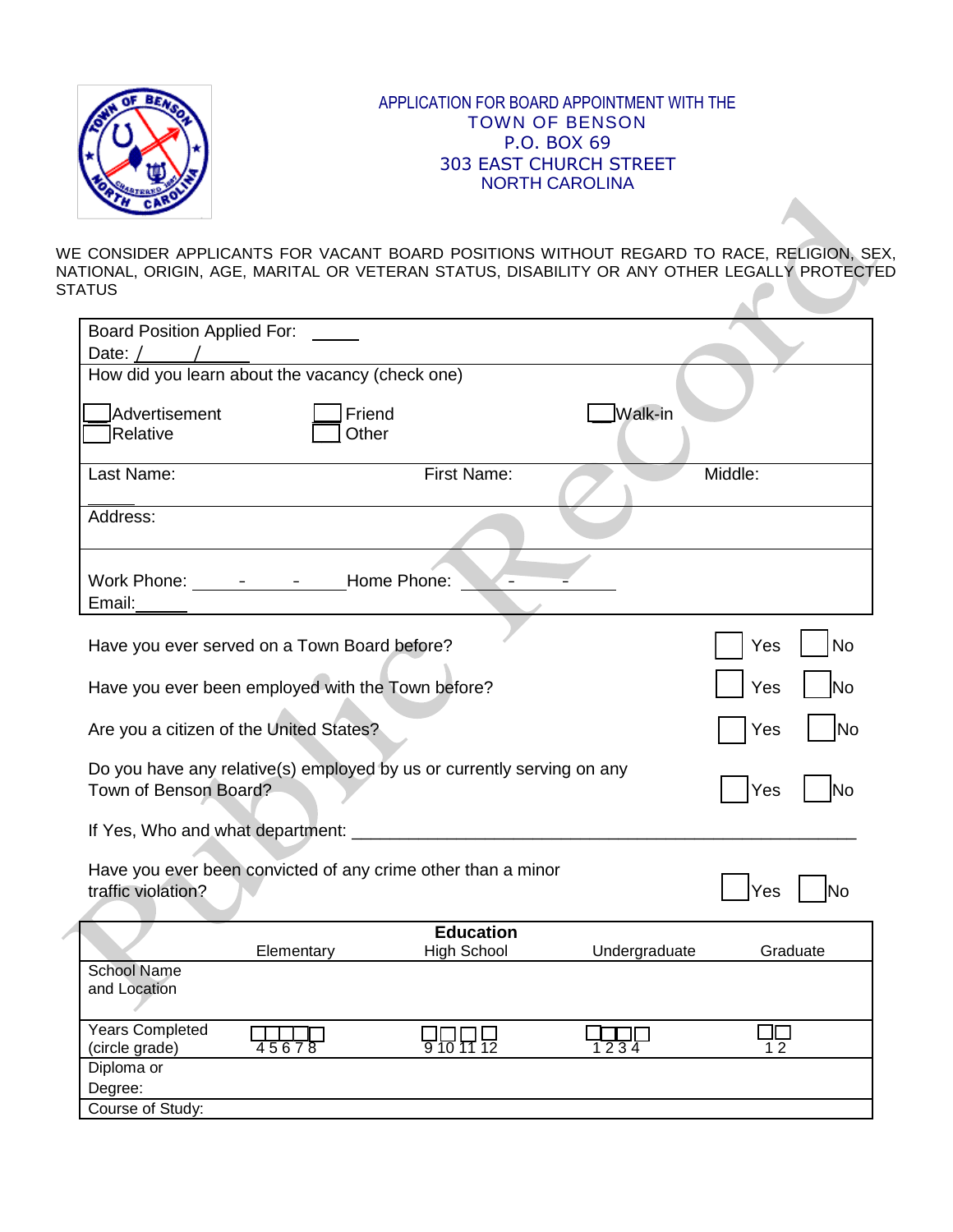# APPLICATION FOR BOARD APPOINTMENT WITH THE TOWN OF BENSON

P.O. BOX 69
303 EAST CHURCH STREET
NORTH CAROLINA

WE CONSIDER APPLICANTS FOR VACANT BOARD POSITIONS WITHOUT REGARD TO RACE, RELIGION, SEX, NATIONAL, ORIGIN, AGE, MARITAL OR VETERAN STATUS, DISABILITY OR ANY OTHER LEGALLY PROTECTED STATUS

Board Position Applied For: _____
Date: __/____/_____

How did you learn about the vacancy (check one)

☐ Advertisement ☐ Friend ☐ Walk-in
☐ Relative ☐ Other

Last Name: ______ First Name: Middle:

Address:

Work Phone: _____ - _____ - _____ Home Phone: _____ - _____ - _____
Email: ______

Have you ever served on a Town Board before? ☐ Yes ☐ No

Have you ever been employed with the Town before? ☐ Yes ☐ No

Are you a citizen of the United States? ☐ Yes ☐ No

Do you have any relative(s) employed by us or currently serving on any Town of Benson Board? ☐ Yes ☐ No

If Yes, Who and what department: ____________________________________________

Have you ever been convicted of any crime other than a minor traffic violation? ☐ Yes ☐ No

**Education**

| | Elementary | High School | Undergraduate | Graduate |
|---|---|---|---|---|
| School Name and Location | | | | |
| Years Completed (circle grade) | ☐☐☐☐☐ 4 5 6 7 8 | ☐☐☐☐ 9 10 11 12 | ☐☐☐☐ 1 2 3 4 | ☐☐ 1 2 |
| Diploma or Degree: | | | | |
| Course of Study: | | | | |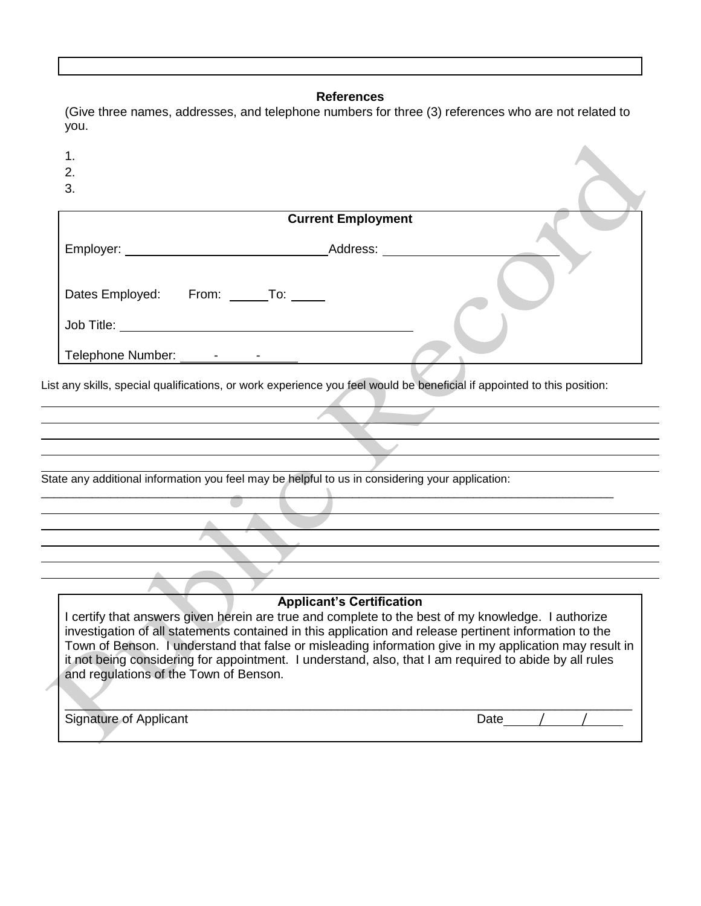## References

(Give three names, addresses, and telephone numbers for three (3) references who are not related to you.

1.
2.
3.

### Current Employment

Employer: ______________________________ Address: __________________________

Dates Employed: From: ______ To: _____

Job Title: __________________________________________

Telephone Number: _____-_____-______

List any skills, special qualifications, or work experience you feel would be beneficial if appointed to this position:

________________________________________________________________________________

________________________________________________________________________________

________________________________________________________________________________

________________________________________________________________________________

________________________________________________________________________________

State any additional information you feel may be helpful to us in considering your application:

________________________________________________________________________________

________________________________________________________________________________

________________________________________________________________________________

________________________________________________________________________________

________________________________________________________________________________

________________________________________________________________________________

### Applicant's Certification

I certify that answers given herein are true and complete to the best of my knowledge. I authorize investigation of all statements contained in this application and release pertinent information to the Town of Benson. I understand that false or misleading information give in my application may result in it not being considering for appointment. I understand, also, that I am required to abide by all rules and regulations of the Town of Benson.

________________________________________________________________________________

Signature of Applicant Date_____/_____/_____

Public Record